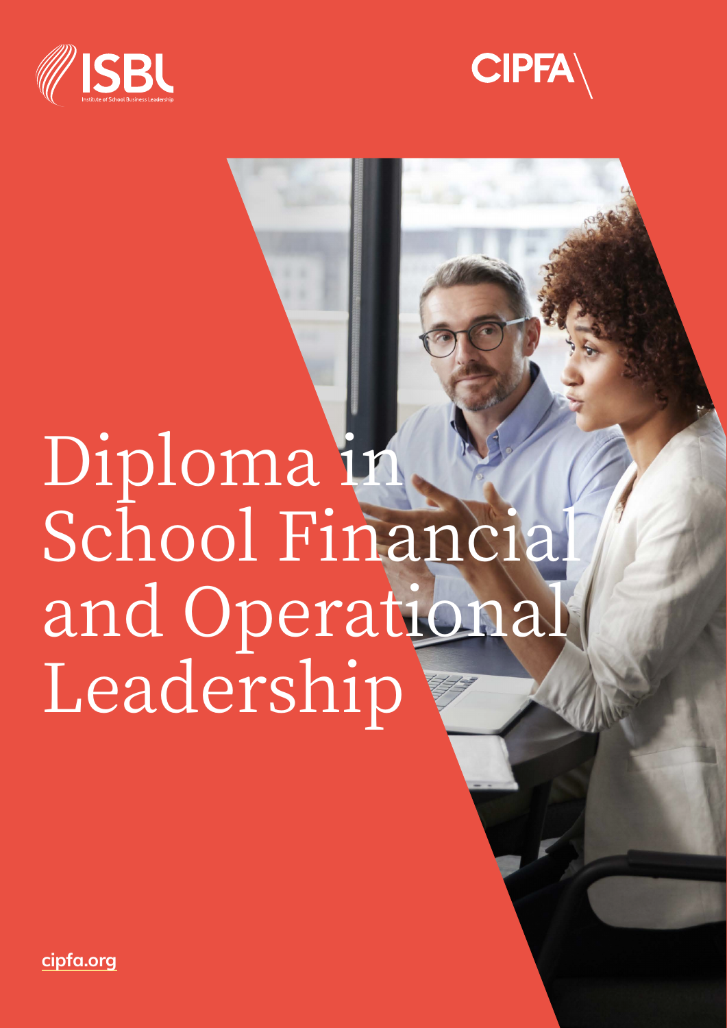ISBL
Institute of School Business Leadership

CIPFA

# Diploma in School Financial and Operational Leadership

cipfa.org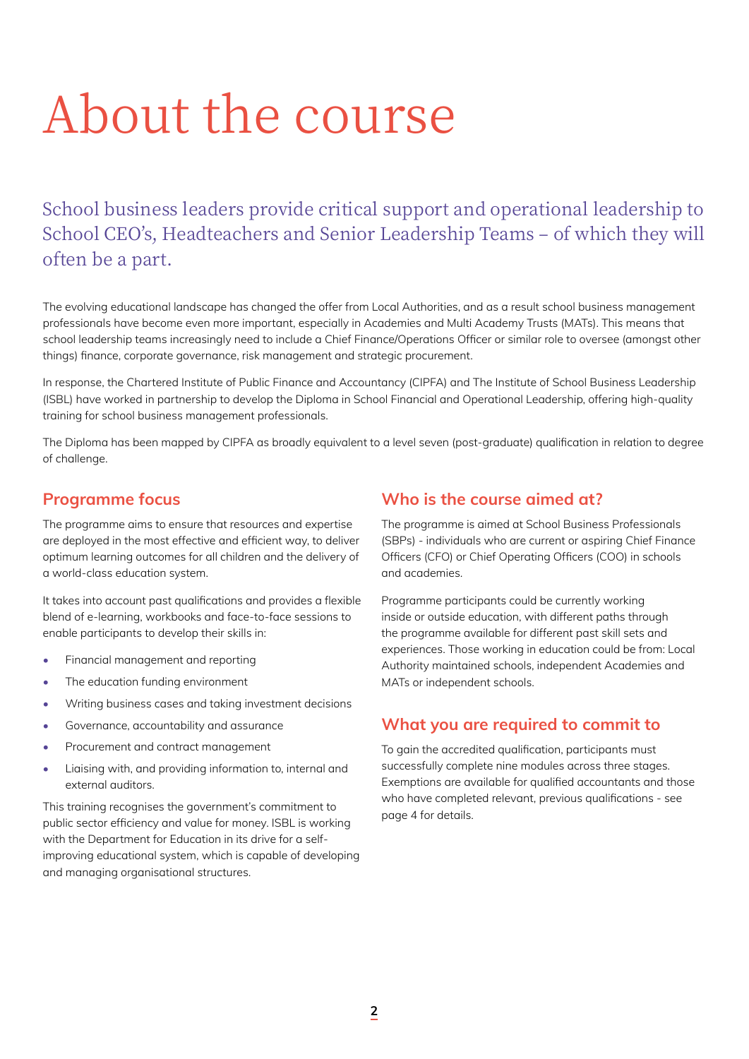# About the course

School business leaders provide critical support and operational leadership to School CEO's, Headteachers and Senior Leadership Teams – of which they will often be a part.

The evolving educational landscape has changed the offer from Local Authorities, and as a result school business management professionals have become even more important, especially in Academies and Multi Academy Trusts (MATs). This means that school leadership teams increasingly need to include a Chief Finance/Operations Officer or similar role to oversee (amongst other things) finance, corporate governance, risk management and strategic procurement.

In response, the Chartered Institute of Public Finance and Accountancy (CIPFA) and The Institute of School Business Leadership (ISBL) have worked in partnership to develop the Diploma in School Financial and Operational Leadership, offering high-quality training for school business management professionals.

The Diploma has been mapped by CIPFA as broadly equivalent to a level seven (post-graduate) qualification in relation to degree of challenge.

## Programme focus

The programme aims to ensure that resources and expertise are deployed in the most effective and efficient way, to deliver optimum learning outcomes for all children and the delivery of a world-class education system.

It takes into account past qualifications and provides a flexible blend of e-learning, workbooks and face-to-face sessions to enable participants to develop their skills in:

- Financial management and reporting
- The education funding environment
- Writing business cases and taking investment decisions
- Governance, accountability and assurance
- Procurement and contract management
- Liaising with, and providing information to, internal and external auditors.

This training recognises the government's commitment to public sector efficiency and value for money. ISBL is working with the Department for Education in its drive for a self-improving educational system, which is capable of developing and managing organisational structures.

## Who is the course aimed at?

The programme is aimed at School Business Professionals (SBPs) - individuals who are current or aspiring Chief Finance Officers (CFO) or Chief Operating Officers (COO) in schools and academies.

Programme participants could be currently working inside or outside education, with different paths through the programme available for different past skill sets and experiences. Those working in education could be from: Local Authority maintained schools, independent Academies and MATs or independent schools.

## What you are required to commit to

To gain the accredited qualification, participants must successfully complete nine modules across three stages. Exemptions are available for qualified accountants and those who have completed relevant, previous qualifications - see page 4 for details.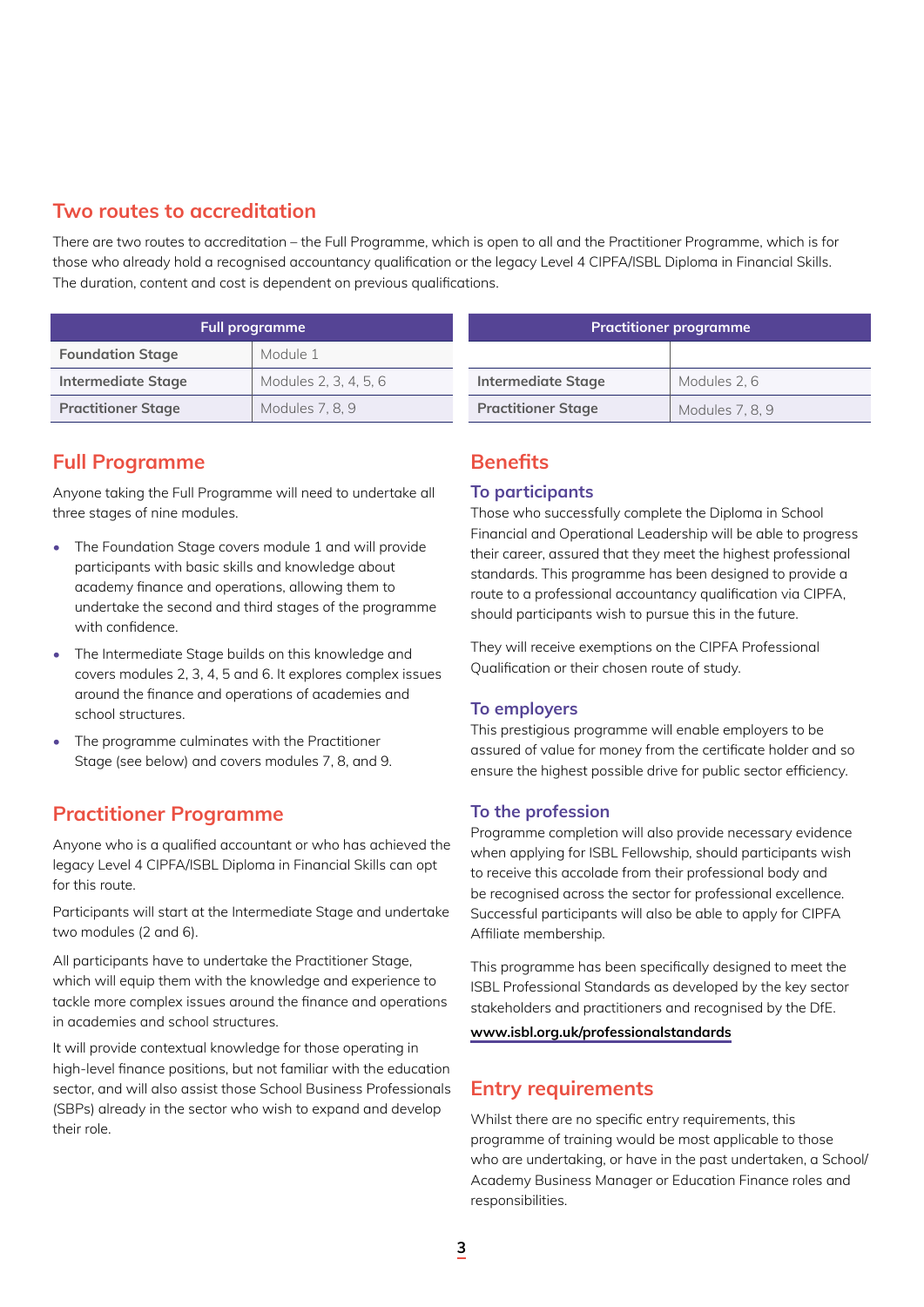## Two routes to accreditation

There are two routes to accreditation – the Full Programme, which is open to all and the Practitioner Programme, which is for those who already hold a recognised accountancy qualification or the legacy Level 4 CIPFA/ISBL Diploma in Financial Skills. The duration, content and cost is dependent on previous qualifications.

| Full programme | |
|---|---|
| **Foundation Stage** | Module 1 |
| **Intermediate Stage** | Modules 2, 3, 4, 5, 6 |
| **Practitioner Stage** | Modules 7, 8, 9 |

| Practitioner programme | |
|---|---|
| | |
| **Intermediate Stage** | Modules 2, 6 |
| **Practitioner Stage** | Modules 7, 8, 9 |

## Full Programme

Anyone taking the Full Programme will need to undertake all three stages of nine modules.

- The Foundation Stage covers module 1 and will provide participants with basic skills and knowledge about academy finance and operations, allowing them to undertake the second and third stages of the programme with confidence.
- The Intermediate Stage builds on this knowledge and covers modules 2, 3, 4, 5 and 6. It explores complex issues around the finance and operations of academies and school structures.
- The programme culminates with the Practitioner Stage (see below) and covers modules 7, 8, and 9.

## Practitioner Programme

Anyone who is a qualified accountant or who has achieved the legacy Level 4 CIPFA/ISBL Diploma in Financial Skills can opt for this route.

Participants will start at the Intermediate Stage and undertake two modules (2 and 6).

All participants have to undertake the Practitioner Stage, which will equip them with the knowledge and experience to tackle more complex issues around the finance and operations in academies and school structures.

It will provide contextual knowledge for those operating in high-level finance positions, but not familiar with the education sector, and will also assist those School Business Professionals (SBPs) already in the sector who wish to expand and develop their role.

## Benefits

### To participants

Those who successfully complete the Diploma in School Financial and Operational Leadership will be able to progress their career, assured that they meet the highest professional standards. This programme has been designed to provide a route to a professional accountancy qualification via CIPFA, should participants wish to pursue this in the future.

They will receive exemptions on the CIPFA Professional Qualification or their chosen route of study.

### To employers

This prestigious programme will enable employers to be assured of value for money from the certificate holder and so ensure the highest possible drive for public sector efficiency.

### To the profession

Programme completion will also provide necessary evidence when applying for ISBL Fellowship, should participants wish to receive this accolade from their professional body and be recognised across the sector for professional excellence. Successful participants will also be able to apply for CIPFA Affiliate membership.

This programme has been specifically designed to meet the ISBL Professional Standards as developed by the key sector stakeholders and practitioners and recognised by the DfE.

**www.isbl.org.uk/professionalstandards**

## Entry requirements

Whilst there are no specific entry requirements, this programme of training would be most applicable to those who are undertaking, or have in the past undertaken, a School/ Academy Business Manager or Education Finance roles and responsibilities.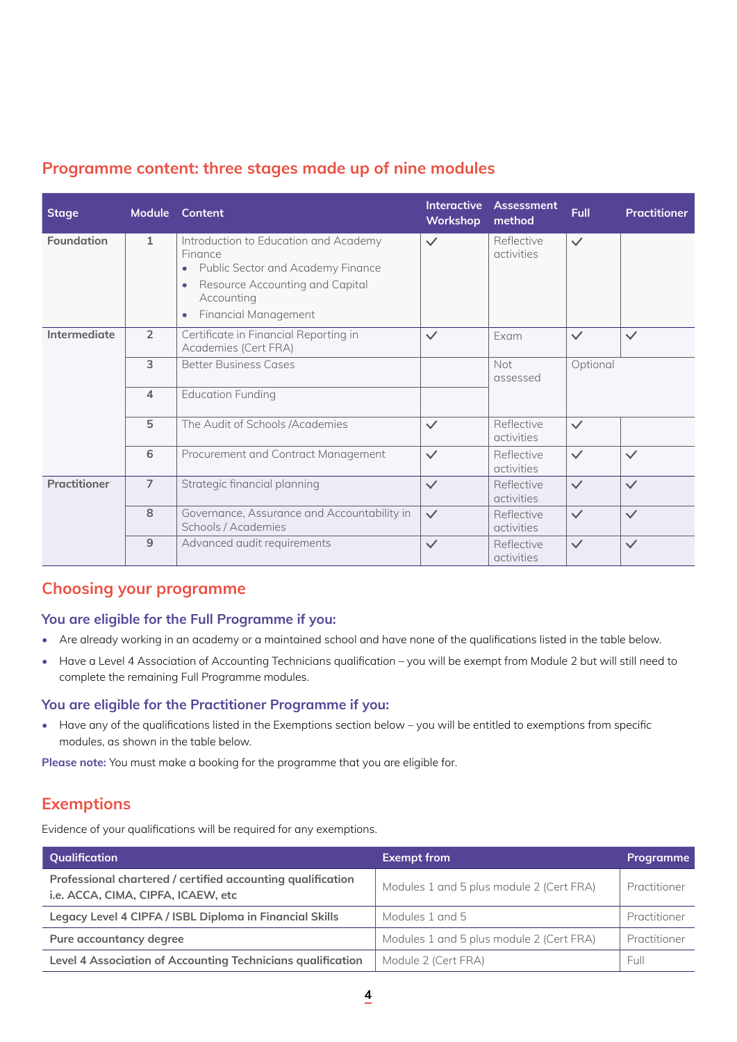## Programme content: three stages made up of nine modules

| Stage | Module | Content | Interactive Workshop | Assessment method | Full | Practitioner |
|---|---|---|---|---|---|---|
| **Foundation** | 1 | Introduction to Education and Academy Finance<br>• Public Sector and Academy Finance<br>• Resource Accounting and Capital Accounting<br>• Financial Management | ✓ | Reflective activities | ✓ | |
| **Intermediate** | 2 | Certificate in Financial Reporting in Academies (Cert FRA) | ✓ | Exam | ✓ | ✓ |
| | 3 | Better Business Cases | | Not assessed | Optional | |
| | 4 | Education Funding | | | | |
| | 5 | The Audit of Schools /Academies | ✓ | Reflective activities | ✓ | |
| | 6 | Procurement and Contract Management | ✓ | Reflective activities | ✓ | ✓ |
| **Practitioner** | 7 | Strategic financial planning | ✓ | Reflective activities | ✓ | ✓ |
| | 8 | Governance, Assurance and Accountability in Schools / Academies | ✓ | Reflective activities | ✓ | ✓ |
| | 9 | Advanced audit requirements | ✓ | Reflective activities | ✓ | ✓ |

## Choosing your programme

### You are eligible for the Full Programme if you:

- Are already working in an academy or a maintained school and have none of the qualifications listed in the table below.
- Have a Level 4 Association of Accounting Technicians qualification – you will be exempt from Module 2 but will still need to complete the remaining Full Programme modules.

### You are eligible for the Practitioner Programme if you:

- Have any of the qualifications listed in the Exemptions section below – you will be entitled to exemptions from specific modules, as shown in the table below.

**Please note:** You must make a booking for the programme that you are eligible for.

## Exemptions

Evidence of your qualifications will be required for any exemptions.

| Qualification | Exempt from | Programme |
|---|---|---|
| **Professional chartered / certified accounting qualification i.e. ACCA, CIMA, CIPFA, ICAEW, etc** | Modules 1 and 5 plus module 2 (Cert FRA) | Practitioner |
| **Legacy Level 4 CIPFA / ISBL Diploma in Financial Skills** | Modules 1 and 5 | Practitioner |
| **Pure accountancy degree** | Modules 1 and 5 plus module 2 (Cert FRA) | Practitioner |
| **Level 4 Association of Accounting Technicians qualification** | Module 2 (Cert FRA) | Full |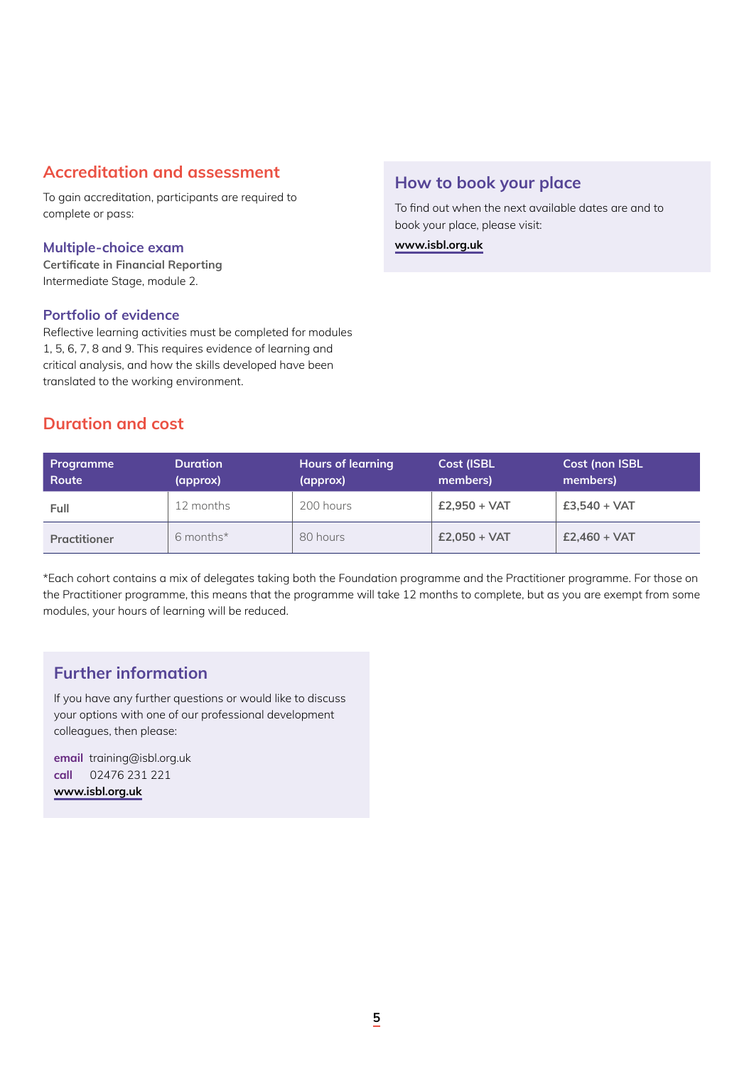## Accreditation and assessment

To gain accreditation, participants are required to complete or pass:

### Multiple-choice exam

**Certificate in Financial Reporting**
Intermediate Stage, module 2.

### Portfolio of evidence

Reflective learning activities must be completed for modules 1, 5, 6, 7, 8 and 9. This requires evidence of learning and critical analysis, and how the skills developed have been translated to the working environment.

## How to book your place

To find out when the next available dates are and to book your place, please visit:

**www.isbl.org.uk**

## Duration and cost

| Programme Route | Duration (approx) | Hours of learning (approx) | Cost (ISBL members) | Cost (non ISBL members) |
|---|---|---|---|---|
| Full | 12 months | 200 hours | £2,950 + VAT | £3,540 + VAT |
| Practitioner | 6 months* | 80 hours | £2,050 + VAT | £2,460 + VAT |

*Each cohort contains a mix of delegates taking both the Foundation programme and the Practitioner programme. For those on the Practitioner programme, this means that the programme will take 12 months to complete, but as you are exempt from some modules, your hours of learning will be reduced.

## Further information

If you have any further questions or would like to discuss your options with one of our professional development colleagues, then please:

**email** training@isbl.org.uk
**call** 02476 231 221
**www.isbl.org.uk**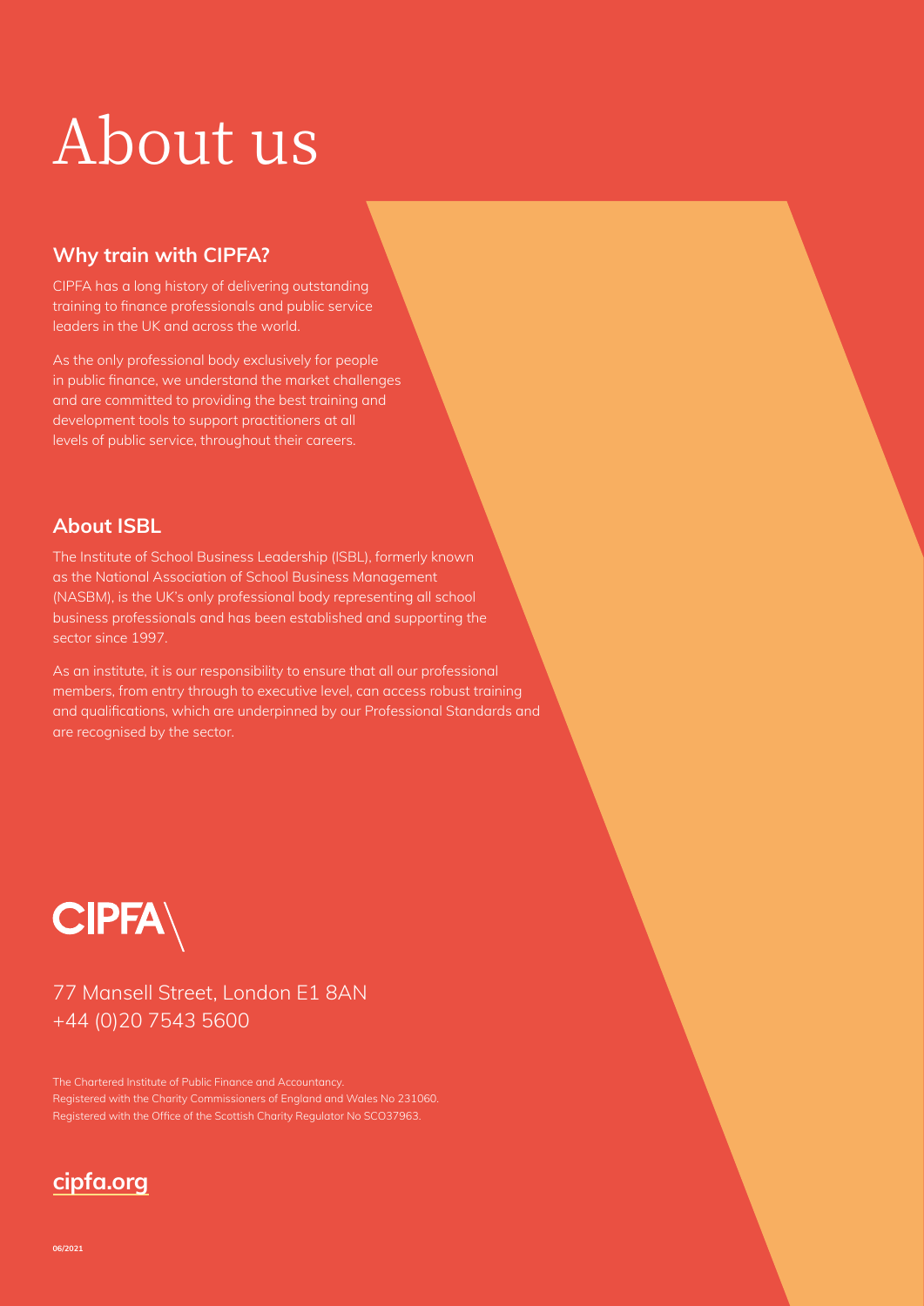# About us

## Why train with CIPFA?

CIPFA has a long history of delivering outstanding training to finance professionals and public service leaders in the UK and across the world.

As the only professional body exclusively for people in public finance, we understand the market challenges and are committed to providing the best training and development tools to support practitioners at all levels of public service, throughout their careers.

## About ISBL

The Institute of School Business Leadership (ISBL), formerly known as the National Association of School Business Management (NASBM), is the UK's only professional body representing all school business professionals and has been established and supporting the sector since 1997.

As an institute, it is our responsibility to ensure that all our professional members, from entry through to executive level, can access robust training and qualifications, which are underpinned by our Professional Standards and are recognised by the sector.

CIPFA

77 Mansell Street, London E1 8AN
+44 (0)20 7543 5600

The Chartered Institute of Public Finance and Accountancy.
Registered with the Charity Commissioners of England and Wales No 231060.
Registered with the Office of the Scottish Charity Regulator No SCO37963.

**cipfa.org**

06/2021